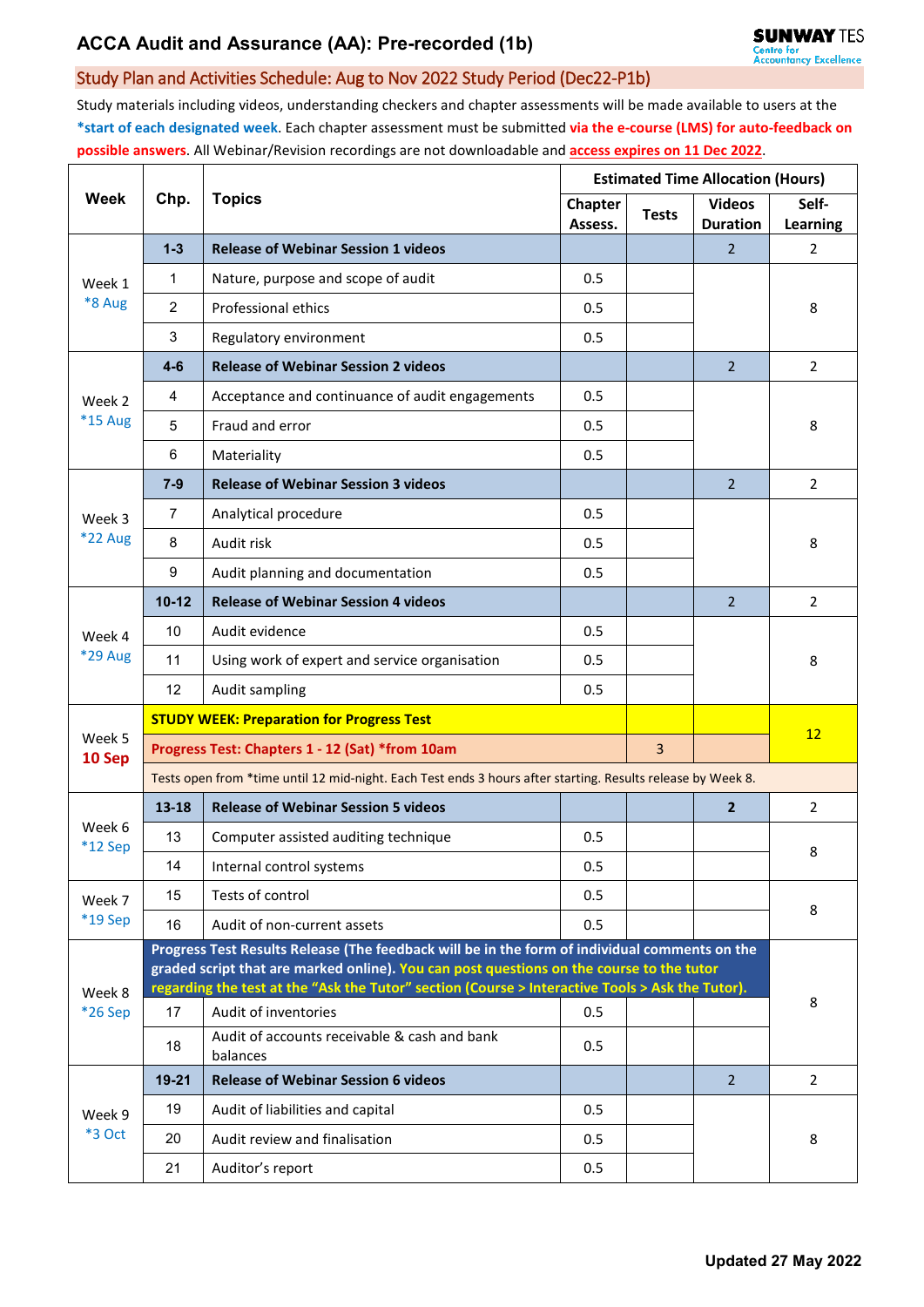# ACCA Audit and Assurance (AA): Pre-recorded (1b)

SUNWAY TES Centre for Accountancy Excellence

## Study Plan and Activities Schedule: Aug to Nov 2022 Study Period (Dec22-P1b)

Study materials including videos, understanding checkers and chapter assessments will be made available to users at the **\*start of each designated week**. Each chapter assessment must be submitted **via the e-course (LMS) for auto-feedback on possible answers**. All Webinar/Revision recordings are not downloadable and **access expires on 11 Dec 2022**.

| Week | Chp. | Topics | Estimated Time Allocation (Hours) | | | |
|---|---|---|---|---|---|---|
| | | | Chapter Assess. | Tests | Videos Duration | Self-Learning |
| Week 1 *8 Aug | **1-3** | **Release of Webinar Session 1 videos** | | | 2 | 2 |
| | 1 | Nature, purpose and scope of audit | 0.5 | | | 8 |
| | 2 | Professional ethics | 0.5 | | | |
| | 3 | Regulatory environment | 0.5 | | | |
| Week 2 *15 Aug | **4-6** | **Release of Webinar Session 2 videos** | | | 2 | 2 |
| | 4 | Acceptance and continuance of audit engagements | 0.5 | | | 8 |
| | 5 | Fraud and error | 0.5 | | | |
| | 6 | Materiality | 0.5 | | | |
| Week 3 *22 Aug | **7-9** | **Release of Webinar Session 3 videos** | | | 2 | 2 |
| | 7 | Analytical procedure | 0.5 | | | 8 |
| | 8 | Audit risk | 0.5 | | | |
| | 9 | Audit planning and documentation | 0.5 | | | |
| Week 4 *29 Aug | **10-12** | **Release of Webinar Session 4 videos** | | | 2 | 2 |
| | 10 | Audit evidence | 0.5 | | | 8 |
| | 11 | Using work of expert and service organisation | 0.5 | | | |
| | 12 | Audit sampling | 0.5 | | | |
| Week 5 **10 Sep** | **STUDY WEEK: Preparation for Progress Test** | | | | | 12 |
| | **Progress Test: Chapters 1 - 12 (Sat) *from 10am** | | | 3 | | |
| | Tests open from *time until 12 mid-night. Each Test ends 3 hours after starting. Results release by Week 8. | | | | | |
| Week 6 *12 Sep | **13-18** | **Release of Webinar Session 5 videos** | | | **2** | 2 |
| | 13 | Computer assisted auditing technique | 0.5 | | | 8 |
| | 14 | Internal control systems | 0.5 | | | |
| Week 7 *19 Sep | 15 | Tests of control | 0.5 | | | 8 |
| | 16 | Audit of non-current assets | 0.5 | | | |
| Week 8 *26 Sep | **Progress Test Results Release (The feedback will be in the form of individual comments on the graded script that are marked online). You can post questions on the course to the tutor regarding the test at the "Ask the Tutor" section (Course > Interactive Tools > Ask the Tutor).** | | | | | 8 |
| | 17 | Audit of inventories | 0.5 | | | |
| | 18 | Audit of accounts receivable & cash and bank balances | 0.5 | | | |
| Week 9 *3 Oct | **19-21** | **Release of Webinar Session 6 videos** | | | 2 | 2 |
| | 19 | Audit of liabilities and capital | 0.5 | | | 8 |
| | 20 | Audit review and finalisation | 0.5 | | | |
| | 21 | Auditor's report | 0.5 | | | |

**Updated 27 May 2022**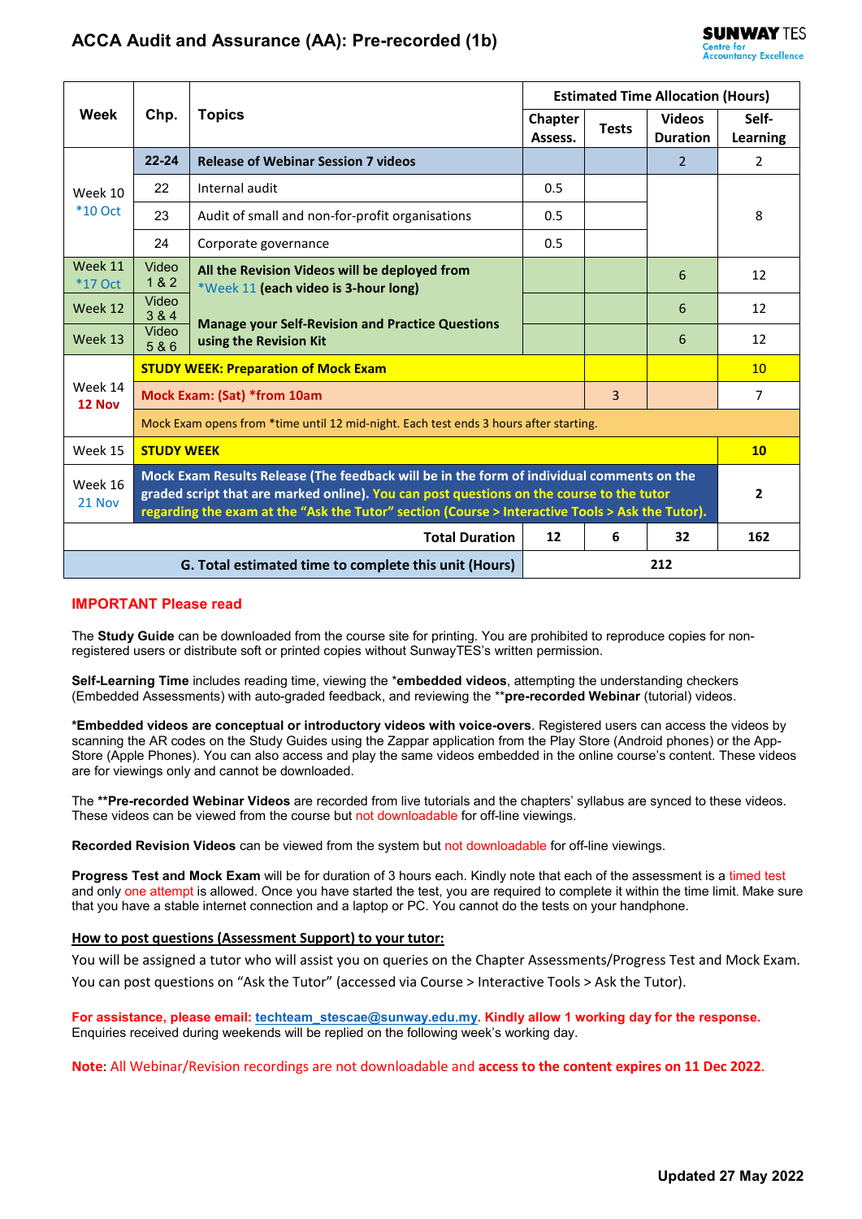# ACCA Audit and Assurance (AA): Pre-recorded (1b)

| Week | Chp. | Topics | Estimated Time Allocation (Hours) | | | |
|---|---|---|---|---|---|---|
| | | | Chapter Assess. | Tests | Videos Duration | Self-Learning |
| Week 10 *10 Oct | 22-24 | **Release of Webinar Session 7 videos** | | | 2 | 2 |
| | 22 | Internal audit | 0.5 | | | 8 |
| | 23 | Audit of small and non-for-profit organisations | 0.5 | | | |
| | 24 | Corporate governance | 0.5 | | | |
| Week 11 *17 Oct | Video 1 & 2 | **All the Revision Videos will be deployed from** *Week 11 **(each video is 3-hour long)** **Manage your Self-Revision and Practice Questions using the Revision Kit** | | | 6 | 12 |
| Week 12 | Video 3 & 4 | | | | 6 | 12 |
| Week 13 | Video 5 & 6 | | | | 6 | 12 |
| Week 14 12 Nov | **STUDY WEEK: Preparation of Mock Exam** | | | | | 10 |
| | **Mock Exam: (Sat) *from 10am** | | | 3 | | 7 |
| | Mock Exam opens from *time until 12 mid-night. Each test ends 3 hours after starting. | | | | | |
| Week 15 | **STUDY WEEK** | | | | | **10** |
| Week 16 21 Nov | **Mock Exam Results Release (The feedback will be in the form of individual comments on the graded script that are marked online). You can post questions on the course to the tutor regarding the exam at the "Ask the Tutor" section (Course > Interactive Tools > Ask the Tutor).** | | | | | **2** |
| **Total Duration** | | | **12** | **6** | **32** | **162** |
| **G. Total estimated time to complete this unit (Hours)** | | | **212** | | | |

## IMPORTANT Please read

The **Study Guide** can be downloaded from the course site for printing. You are prohibited to reproduce copies for non-registered users or distribute soft or printed copies without SunwayTES's written permission.

**Self-Learning Time** includes reading time, viewing the ***embedded videos**, attempting the understanding checkers (Embedded Assessments) with auto-graded feedback, and reviewing the ****pre-recorded Webinar** (tutorial) videos.

***Embedded videos are conceptual or introductory videos with voice-overs**. Registered users can access the videos by scanning the AR codes on the Study Guides using the Zappar application from the Play Store (Android phones) or the App-Store (Apple Phones). You can also access and play the same videos embedded in the online course's content. These videos are for viewings only and cannot be downloaded.

The ****Pre-recorded Webinar Videos** are recorded from live tutorials and the chapters' syllabus are synced to these videos. These videos can be viewed from the course but not downloadable for off-line viewings.

**Recorded Revision Videos** can be viewed from the system but not downloadable for off-line viewings.

**Progress Test and Mock Exam** will be for duration of 3 hours each. Kindly note that each of the assessment is a timed test and only one attempt is allowed. Once you have started the test, you are required to complete it within the time limit. Make sure that you have a stable internet connection and a laptop or PC. You cannot do the tests on your handphone.

**How to post questions (Assessment Support) to your tutor:**

You will be assigned a tutor who will assist you on queries on the Chapter Assessments/Progress Test and Mock Exam. You can post questions on "Ask the Tutor" (accessed via Course > Interactive Tools > Ask the Tutor).

**For assistance, please email: techteam_stescae@sunway.edu.my. Kindly allow 1 working day for the response.** Enquiries received during weekends will be replied on the following week's working day.

**Note**: All Webinar/Revision recordings are not downloadable and **access to the content expires on 11 Dec 2022**.

**Updated 27 May 2022**